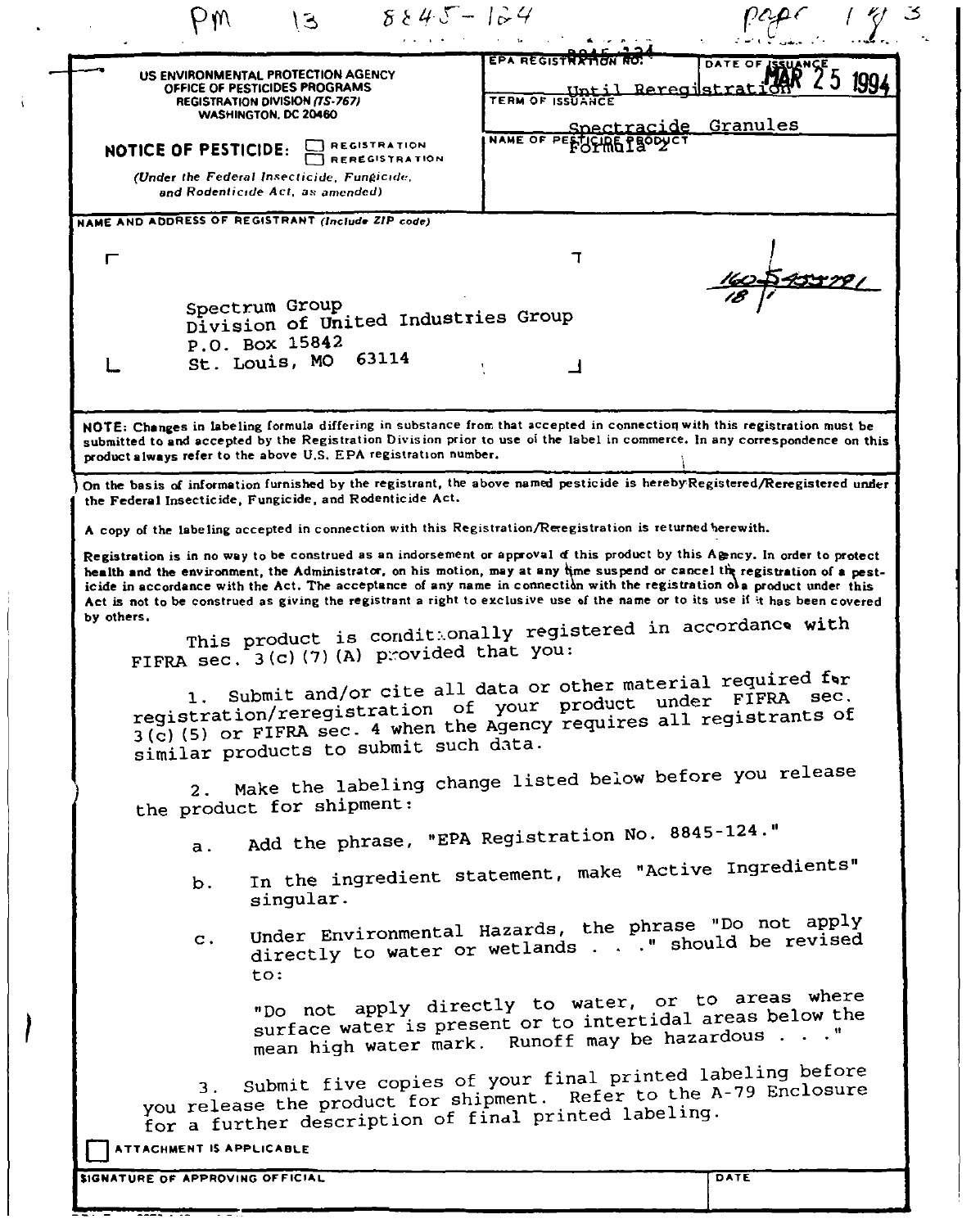PM 13 8845-124

US ENVIRONMENTAL PROTECTION AGENCY
OFFICE OF PESTICIDES PROGRAMS
REGISTRATION DIVISION (TS-767)
WASHINGTON, DC 20460

**NOTICE OF PESTICIDE:** ☐ REGISTRATION ☐ REREGISTRATION

*(Under the Federal Insecticide, Fungicide, and Rodenticide Act, as amended)*

| EPA REGISTRATION NO. | DATE OF ISSUANCE |
|---|---|
| 8845-124 | MAR 25 1994 |
| TERM OF ISSUANCE | |
| Until Reregistration | |
| NAME OF PESTICIDE PRODUCT | |
| Spectracide Granules Formula 2 | |

NAME AND ADDRESS OF REGISTRANT (Include ZIP code)

Spectrum Group
Division of United Industries Group
P.O. Box 15842
St. Louis, MO 63114

**NOTE:** Changes in labeling formula differing in substance from that accepted in connection with this registration must be submitted to and accepted by the Registration Division prior to use of the label in commerce. In any correspondence on this product always refer to the above U.S. EPA registration number.

On the basis of information furnished by the registrant, the above named pesticide is hereby Registered/Reregistered under the Federal Insecticide, Fungicide, and Rodenticide Act.

A copy of the labeling accepted in connection with this Registration/Reregistration is returned herewith.

Registration is in no way to be construed as an indorsement or approval of this product by this Agency. In order to protect health and the environment, the Administrator, on his motion, may at any time suspend or cancel the registration of a pesticide in accordance with the Act. The acceptance of any name in connection with the registration of a product under this Act is not to be construed as giving the registrant a right to exclusive use of the name or to its use if it has been covered by others.

This product is conditionally registered in accordance with FIFRA sec. 3(c)(7)(A) provided that you:

1. Submit and/or cite all data or other material required for registration/reregistration of your product under FIFRA sec. 3(c)(5) or FIFRA sec. 4 when the Agency requires all registrants of similar products to submit such data.

2. Make the labeling change listed below before you release the product for shipment:

   a. Add the phrase, "EPA Registration No. 8845-124."

   b. In the ingredient statement, make "Active Ingredients" singular.

   c. Under Environmental Hazards, the phrase "Do not apply directly to water or wetlands . . ." should be revised to:

      "Do not apply directly to water, or to areas where surface water is present or to intertidal areas below the mean high water mark. Runoff may be hazardous . . ."

3. Submit five copies of your final printed labeling before you release the product for shipment. Refer to the A-79 Enclosure for a further description of final printed labeling.

☐ ATTACHMENT IS APPLICABLE

| SIGNATURE OF APPROVING OFFICIAL | DATE |
|---|---|
| | |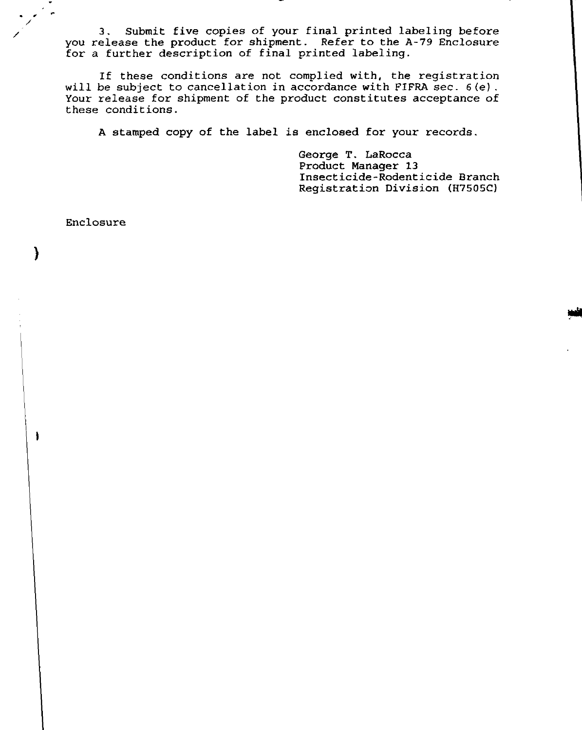3. Submit five copies of your final printed labeling before you release the product for shipment. Refer to the A-79 Enclosure for a further description of final printed labeling.

If these conditions are not complied with, the registration will be subject to cancellation in accordance with FIFRA sec. 6(e). Your release for shipment of the product constitutes acceptance of these conditions.

A stamped copy of the label is enclosed for your records.

George T. LaRocca
Product Manager 13
Insecticide-Rodenticide Branch
Registration Division (H7505C)

Enclosure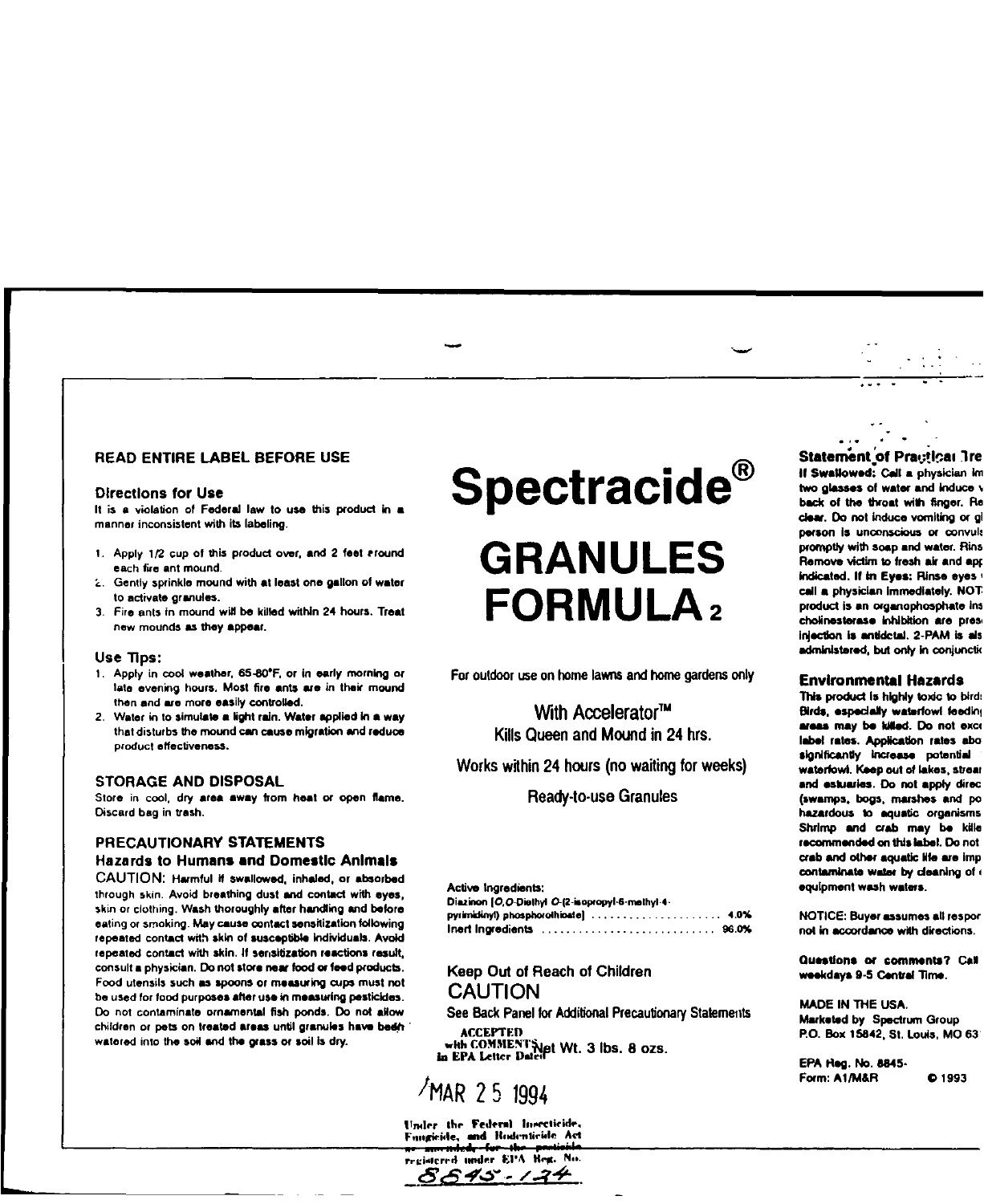READ ENTIRE LABEL BEFORE USE

## Directions for Use

It is a violation of Federal law to use this product in a manner inconsistent with its labeling.

1. Apply 1/2 cup of this product over, and 2 feet around each fire ant mound.
2. Gently sprinkle mound with at least one gallon of water to activate granules.
3. Fire ants in mound will be killed within 24 hours. Treat new mounds as they appear.

## Use Tips:

1. Apply in cool weather, 65-80°F, or in early morning or late evening hours. Most fire ants are in their mound then and are more easily controlled.
2. Water in to simulate a light rain. Water applied in a way that disturbs the mound can cause migration and reduce product effectiveness.

## STORAGE AND DISPOSAL

Store in cool, dry area away from heat or open flame. Discard bag in trash.

## PRECAUTIONARY STATEMENTS

### Hazards to Humans and Domestic Animals

CAUTION: Harmful if swallowed, inhaled, or absorbed through skin. Avoid breathing dust and contact with eyes, skin or clothing. Wash thoroughly after handling and before eating or smoking. May cause contact sensitization following repeated contact with skin of susceptible individuals. Avoid repeated contact with skin. If sensitization reactions result, consult a physician. Do not store near food or feed products. Food utensils such as spoons or measuring cups must not be used for food purposes after use in measuring pesticides. Do not contaminate ornamental fish ponds. Do not allow children or pets on treated areas until granules have been watered into the soil and the grass or soil is dry.

# Spectracide®

# GRANULES FORMULA 2

For outdoor use on home lawns and home gardens only

With Accelerator™

Kills Queen and Mound in 24 hrs.

Works within 24 hours (no waiting for weeks)

Ready-to-use Granules

Active Ingredients:

| | |
|---|---|
| Diazinon [O,O-Diethyl O-(2-isopropyl-6-methyl-4-pyrimidinyl) phosphorothioate] | 4.0% |
| Inert Ingredients | 96.0% |

Keep Out of Reach of Children

CAUTION

See Back Panel for Additional Precautionary Statements

ACCEPTED with COMMENTS in EPA Letter Dated

Net Wt. 3 lbs. 8 ozs.

MAR 25 1994

Under the Federal Insecticide, Fungicide, and Rodenticide Act as amended, for the pesticide registered under EPA Reg. No. 8845-134

## Statement of Practical Tre...

**If Swallowed:** Call a physician im... two glasses of water and induce v... back of the throat with finger. Re... clear. Do not induce vomiting or gi... person is unconscious or convuls... promptly with soap and water. Rins... Remove victim to fresh air and app... indicated. **If in Eyes:** Rinse eyes ... call a physician immediately. NOT... product is an organophosphate ins... cholinesterase inhibition are pres... injection is antidotal. 2-PAM is als... administered, but only in conjunctio...

## Environmental Hazards

This product is highly toxic to bird... Birds, especially waterfowl feeding... areas may be killed. Do not exce... label rates. Application rates abo... significantly increase potential ... waterfowl. Keep out of lakes, strea... and estuaries. Do not apply direc... (swamps, bogs, marshes and po... hazardous to aquatic organisms... Shrimp and crab may be kille... recommended on this label. Do not ... crab and other aquatic life are imp... contaminate water by cleaning of ... equipment wash waters.

NOTICE: Buyer assumes all respon... not in accordance with directions.

Questions or comments? Call ... weekdays 9-5 Central Time.

MADE IN THE USA.
Marketed by Spectrum Group
P.O. Box 15842, St. Louis, MO 63...

EPA Reg. No. 8845-
Form: A1/M&R © 1993